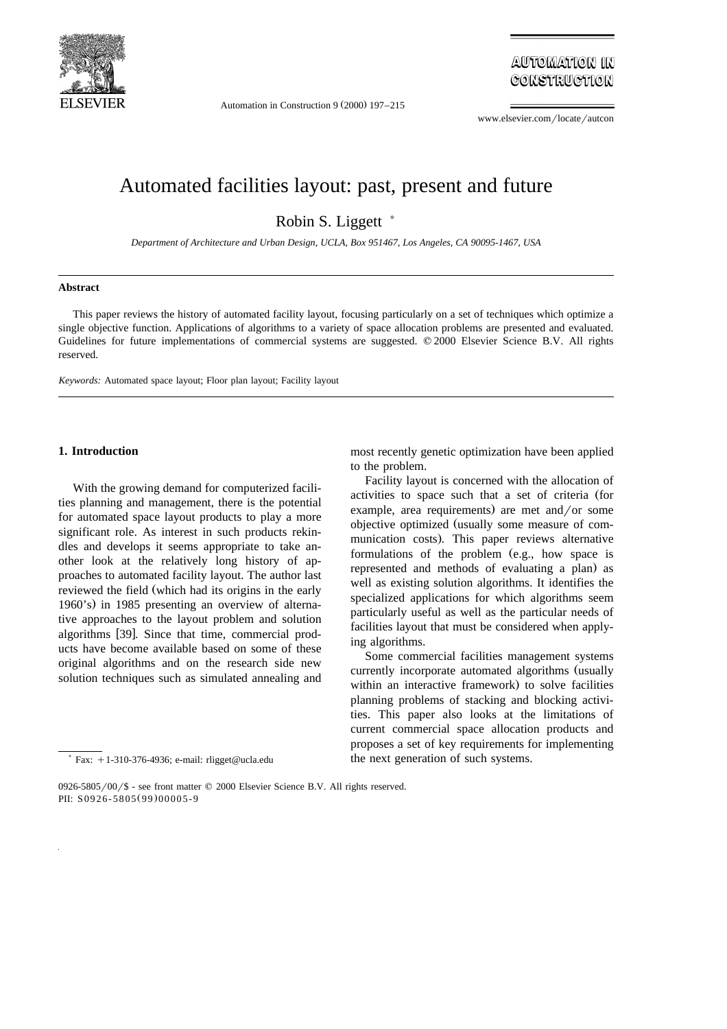# Automated facilities layout: past, present and future

Robin S. Liggett *

*Department of Architecture and Urban Design, UCLA, Box 951467, Los Angeles, CA 90095-1467, USA*

## Abstract

This paper reviews the history of automated facility layout, focusing particularly on a set of techniques which optimize a single objective function. Applications of algorithms to a variety of space allocation problems are presented and evaluated. Guidelines for future implementations of commercial systems are suggested. © 2000 Elsevier Science B.V. All rights reserved.

*Keywords:* Automated space layout; Floor plan layout; Facility layout

## 1. Introduction

With the growing demand for computerized facilities planning and management, there is the potential for automated space layout products to play a more significant role. As interest in such products rekindles and develops it seems appropriate to take another look at the relatively long history of approaches to automated facility layout. The author last reviewed the field (which had its origins in the early 1960's) in 1985 presenting an overview of alternative approaches to the layout problem and solution algorithms [39]. Since that time, commercial products have become available based on some of these original algorithms and on the research side new solution techniques such as simulated annealing and most recently genetic optimization have been applied to the problem.

Facility layout is concerned with the allocation of activities to space such that a set of criteria (for example, area requirements) are met and/or some objective optimized (usually some measure of communication costs). This paper reviews alternative formulations of the problem (e.g., how space is represented and methods of evaluating a plan) as well as existing solution algorithms. It identifies the specialized applications for which algorithms seem particularly useful as well as the particular needs of facilities layout that must be considered when applying algorithms.

Some commercial facilities management systems currently incorporate automated algorithms (usually within an interactive framework) to solve facilities planning problems of stacking and blocking activities. This paper also looks at the limitations of current commercial space allocation products and proposes a set of key requirements for implementing the next generation of such systems.

* Fax: +1-310-376-4936; e-mail: rligget@ucla.edu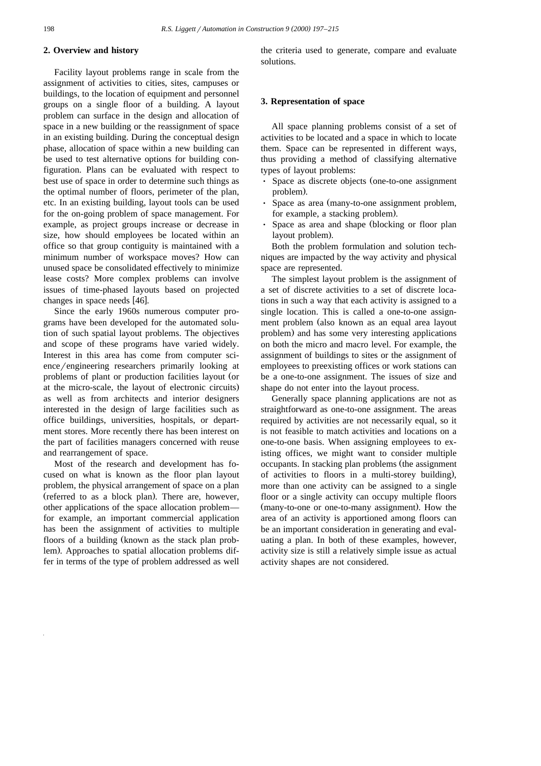## 2. Overview and history

Facility layout problems range in scale from the assignment of activities to cities, sites, campuses or buildings, to the location of equipment and personnel groups on a single floor of a building. A layout problem can surface in the design and allocation of space in a new building or the reassignment of space in an existing building. During the conceptual design phase, allocation of space within a new building can be used to test alternative options for building configuration. Plans can be evaluated with respect to best use of space in order to determine such things as the optimal number of floors, perimeter of the plan, etc. In an existing building, layout tools can be used for the on-going problem of space management. For example, as project groups increase or decrease in size, how should employees be located within an office so that group contiguity is maintained with a minimum number of workspace moves? How can unused space be consolidated effectively to minimize lease costs? More complex problems can involve issues of time-phased layouts based on projected changes in space needs [46].

Since the early 1960s numerous computer programs have been developed for the automated solution of such spatial layout problems. The objectives and scope of these programs have varied widely. Interest in this area has come from computer science/engineering researchers primarily looking at problems of plant or production facilities layout (or at the micro-scale, the layout of electronic circuits) as well as from architects and interior designers interested in the design of large facilities such as office buildings, universities, hospitals, or department stores. More recently there has been interest on the part of facilities managers concerned with reuse and rearrangement of space.

Most of the research and development has focused on what is known as the floor plan layout problem, the physical arrangement of space on a plan (referred to as a block plan). There are, however, other applications of the space allocation problem—for example, an important commercial application has been the assignment of activities to multiple floors of a building (known as the stack plan problem). Approaches to spatial allocation problems differ in terms of the type of problem addressed as well the criteria used to generate, compare and evaluate solutions.

## 3. Representation of space

All space planning problems consist of a set of activities to be located and a space in which to locate them. Space can be represented in different ways, thus providing a method of classifying alternative types of layout problems:

- Space as discrete objects (one-to-one assignment problem).
- Space as area (many-to-one assignment problem, for example, a stacking problem).
- Space as area and shape (blocking or floor plan layout problem).

Both the problem formulation and solution techniques are impacted by the way activity and physical space are represented.

The simplest layout problem is the assignment of a set of discrete activities to a set of discrete locations in such a way that each activity is assigned to a single location. This is called a one-to-one assignment problem (also known as an equal area layout problem) and has some very interesting applications on both the micro and macro level. For example, the assignment of buildings to sites or the assignment of employees to preexisting offices or work stations can be a one-to-one assignment. The issues of size and shape do not enter into the layout process.

Generally space planning applications are not as straightforward as one-to-one assignment. The areas required by activities are not necessarily equal, so it is not feasible to match activities and locations on a one-to-one basis. When assigning employees to existing offices, we might want to consider multiple occupants. In stacking plan problems (the assignment of activities to floors in a multi-storey building), more than one activity can be assigned to a single floor or a single activity can occupy multiple floors (many-to-one or one-to-many assignment). How the area of an activity is apportioned among floors can be an important consideration in generating and evaluating a plan. In both of these examples, however, activity size is still a relatively simple issue as actual activity shapes are not considered.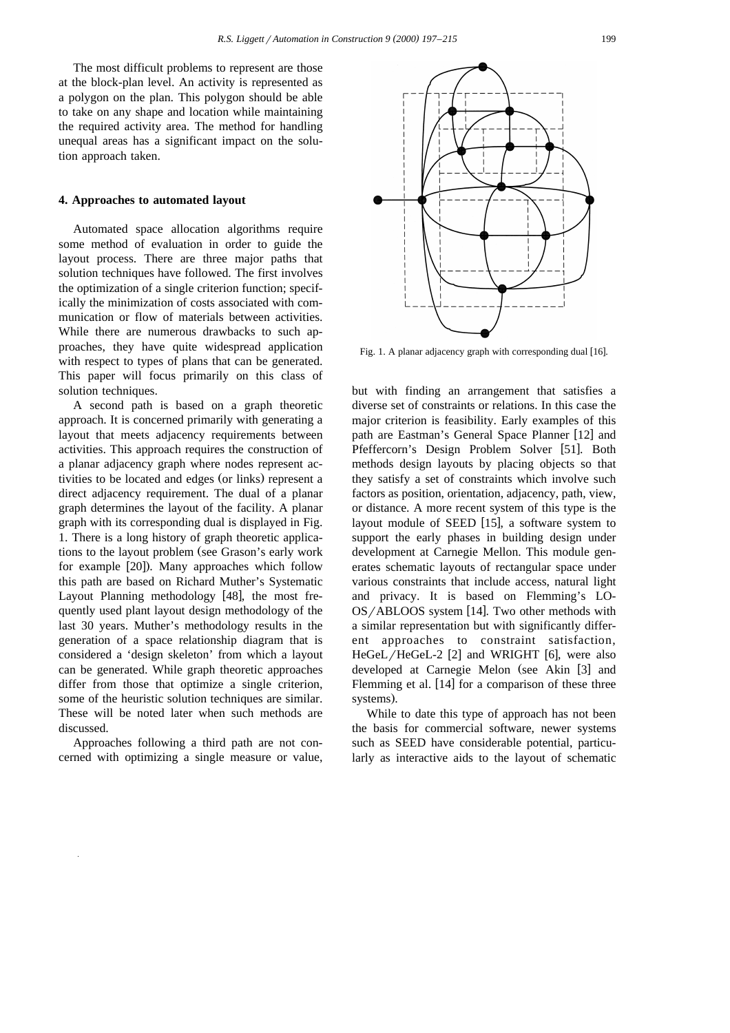The most difficult problems to represent are those at the block-plan level. An activity is represented as a polygon on the plan. This polygon should be able to take on any shape and location while maintaining the required activity area. The method for handling unequal areas has a significant impact on the solution approach taken.

## 4. Approaches to automated layout

Automated space allocation algorithms require some method of evaluation in order to guide the layout process. There are three major paths that solution techniques have followed. The first involves the optimization of a single criterion function; specifically the minimization of costs associated with communication or flow of materials between activities. While there are numerous drawbacks to such approaches, they have quite widespread application with respect to types of plans that can be generated. This paper will focus primarily on this class of solution techniques.

A second path is based on a graph theoretic approach. It is concerned primarily with generating a layout that meets adjacency requirements between activities. This approach requires the construction of a planar adjacency graph where nodes represent activities to be located and edges (or links) represent a direct adjacency requirement. The dual of a planar graph determines the layout of the facility. A planar graph with its corresponding dual is displayed in Fig. 1. There is a long history of graph theoretic applications to the layout problem (see Grason's early work for example [20]). Many approaches which follow this path are based on Richard Muther's Systematic Layout Planning methodology [48], the most frequently used plant layout design methodology of the last 30 years. Muther's methodology results in the generation of a space relationship diagram that is considered a 'design skeleton' from which a layout can be generated. While graph theoretic approaches differ from those that optimize a single criterion, some of the heuristic solution techniques are similar. These will be noted later when such methods are discussed.

Approaches following a third path are not concerned with optimizing a single measure or value, but with finding an arrangement that satisfies a diverse set of constraints or relations. In this case the major criterion is feasibility. Early examples of this path are Eastman's General Space Planner [12] and Pfeffercorn's Design Problem Solver [51]. Both methods design layouts by placing objects so that they satisfy a set of constraints which involve such factors as position, orientation, adjacency, path, view, or distance. A more recent system of this type is the layout module of SEED [15], a software system to support the early phases in building design under development at Carnegie Mellon. This module generates schematic layouts of rectangular space under various constraints that include access, natural light and privacy. It is based on Flemming's LOOS/ABLOOS system [14]. Two other methods with a similar representation but with significantly different approaches to constraint satisfaction, HeGeL/HeGeL-2 [2] and WRIGHT [6], were also developed at Carnegie Melon (see Akin [3] and Flemming et al. [14] for a comparison of these three systems).

Fig. 1. A planar adjacency graph with corresponding dual [16].

While to date this type of approach has not been the basis for commercial software, newer systems such as SEED have considerable potential, particularly as interactive aids to the layout of schematic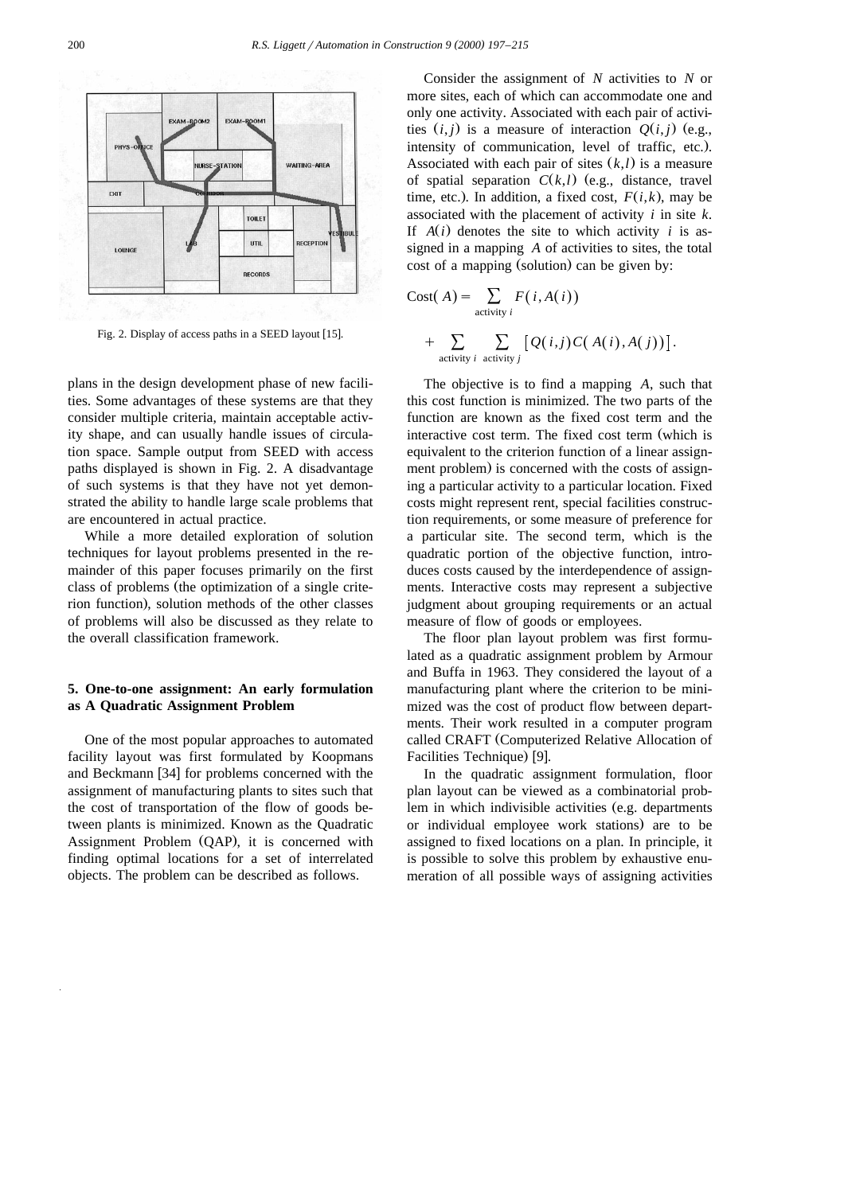Fig. 2. Display of access paths in a SEED layout [15].

plans in the design development phase of new facilities. Some advantages of these systems are that they consider multiple criteria, maintain acceptable activity shape, and can usually handle issues of circulation space. Sample output from SEED with access paths displayed is shown in Fig. 2. A disadvantage of such systems is that they have not yet demonstrated the ability to handle large scale problems that are encountered in actual practice.

While a more detailed exploration of solution techniques for layout problems presented in the remainder of this paper focuses primarily on the first class of problems (the optimization of a single criterion function), solution methods of the other classes of problems will also be discussed as they relate to the overall classification framework.

## 5. One-to-one assignment: An early formulation as A Quadratic Assignment Problem

One of the most popular approaches to automated facility layout was first formulated by Koopmans and Beckmann [34] for problems concerned with the assignment of manufacturing plants to sites such that the cost of transportation of the flow of goods between plants is minimized. Known as the Quadratic Assignment Problem (QAP), it is concerned with finding optimal locations for a set of interrelated objects. The problem can be described as follows.

Consider the assignment of $N$ activities to $N$ or more sites, each of which can accommodate one and only one activity. Associated with each pair of activities $(i,j)$ is a measure of interaction $Q(i,j)$ (e.g., intensity of communication, level of traffic, etc.). Associated with each pair of sites $(k,l)$ is a measure of spatial separation $C(k,l)$ (e.g., distance, travel time, etc.). In addition, a fixed cost, $F(i,k)$, may be associated with the placement of activity $i$ in site $k$. If $A(i)$ denotes the site to which activity $i$ is assigned in a mapping $A$ of activities to sites, the total cost of a mapping (solution) can be given by:

$$\mathrm{Cost}(A) = \sum_{\text{activity } i} F(i, A(i)) + \sum_{\text{activity } i} \sum_{\text{activity } j} \left[ Q(i,j) C(A(i), A(j)) \right].$$

The objective is to find a mapping $A$, such that this cost function is minimized. The two parts of the function are known as the fixed cost term and the interactive cost term. The fixed cost term (which is equivalent to the criterion function of a linear assignment problem) is concerned with the costs of assigning a particular activity to a particular location. Fixed costs might represent rent, special facilities construction requirements, or some measure of preference for a particular site. The second term, which is the quadratic portion of the objective function, introduces costs caused by the interdependence of assignments. Interactive costs may represent a subjective judgment about grouping requirements or an actual measure of flow of goods or employees.

The floor plan layout problem was first formulated as a quadratic assignment problem by Armour and Buffa in 1963. They considered the layout of a manufacturing plant where the criterion to be minimized was the cost of product flow between departments. Their work resulted in a computer program called CRAFT (Computerized Relative Allocation of Facilities Technique) [9].

In the quadratic assignment formulation, floor plan layout can be viewed as a combinatorial problem in which indivisible activities (e.g. departments or individual employee work stations) are to be assigned to fixed locations on a plan. In principle, it is possible to solve this problem by exhaustive enumeration of all possible ways of assigning activities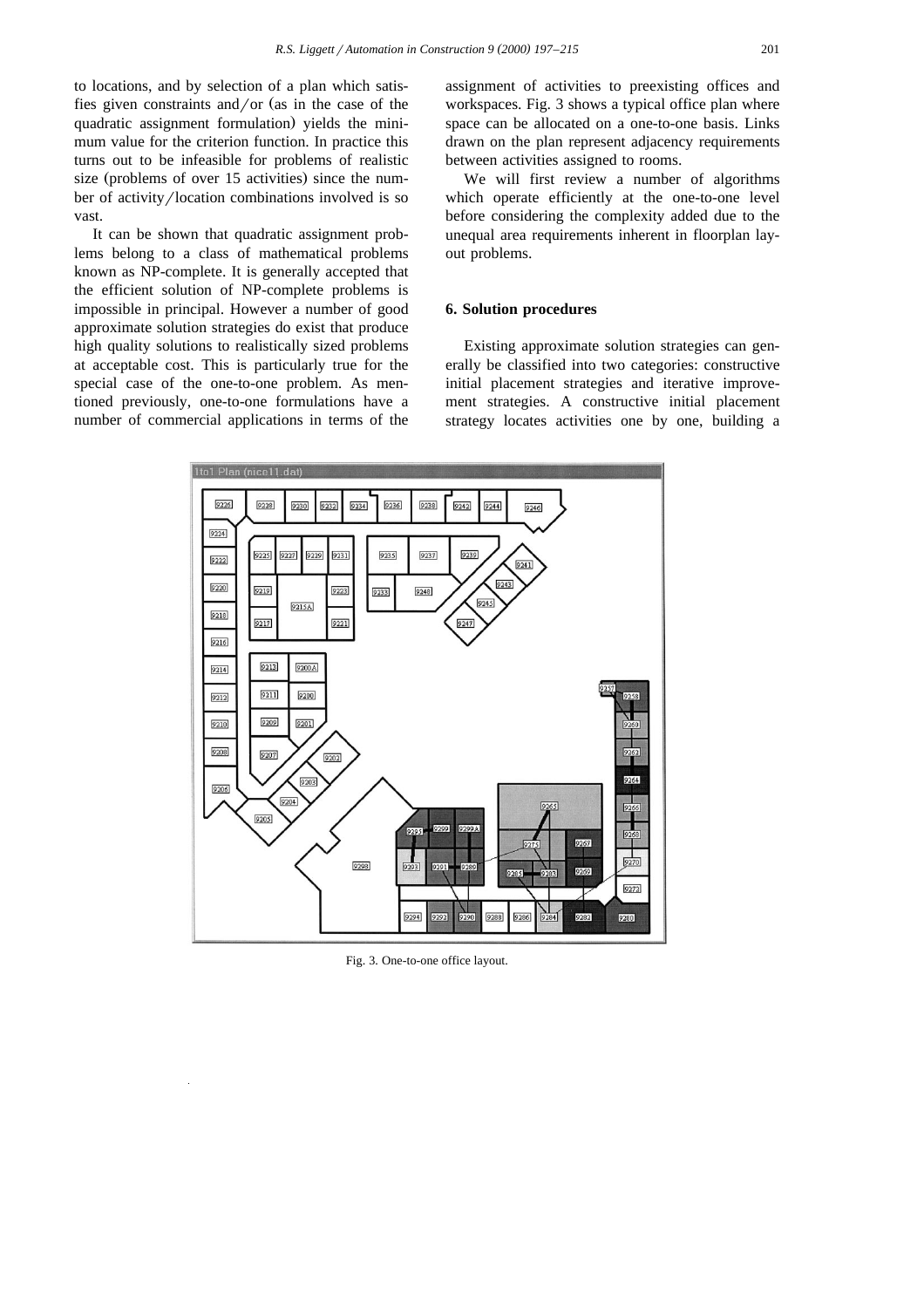to locations, and by selection of a plan which satisfies given constraints and/or (as in the case of the quadratic assignment formulation) yields the minimum value for the criterion function. In practice this turns out to be infeasible for problems of realistic size (problems of over 15 activities) since the number of activity/location combinations involved is so vast.

It can be shown that quadratic assignment problems belong to a class of mathematical problems known as NP-complete. It is generally accepted that the efficient solution of NP-complete problems is impossible in principal. However a number of good approximate solution strategies do exist that produce high quality solutions to realistically sized problems at acceptable cost. This is particularly true for the special case of the one-to-one problem. As mentioned previously, one-to-one formulations have a number of commercial applications in terms of the assignment of activities to preexisting offices and workspaces. Fig. 3 shows a typical office plan where space can be allocated on a one-to-one basis. Links drawn on the plan represent adjacency requirements between activities assigned to rooms.

We will first review a number of algorithms which operate efficiently at the one-to-one level before considering the complexity added due to the unequal area requirements inherent in floorplan layout problems.

## 6. Solution procedures

Existing approximate solution strategies can generally be classified into two categories: constructive initial placement strategies and iterative improvement strategies. A constructive initial placement strategy locates activities one by one, building a

Fig. 3. One-to-one office layout.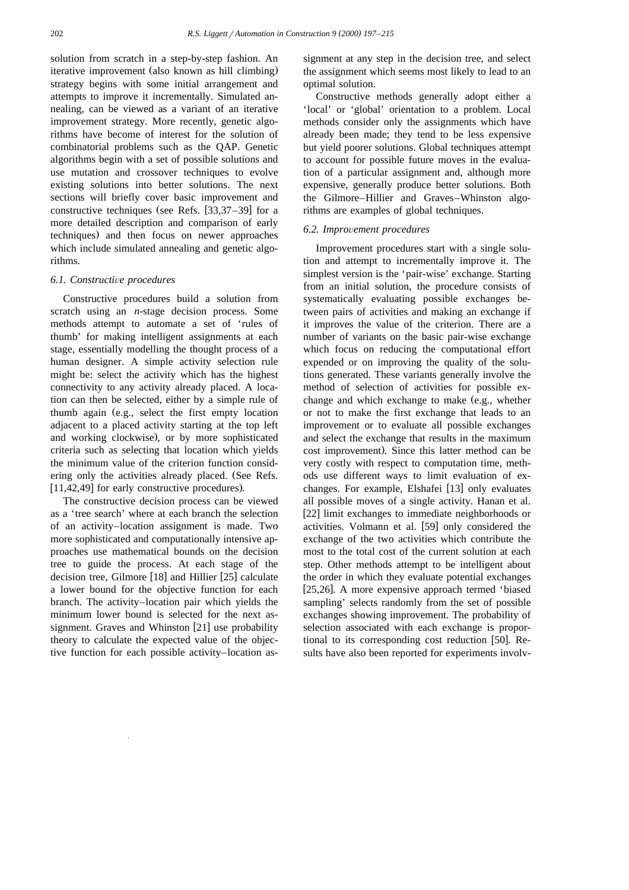solution from scratch in a step-by-step fashion. An iterative improvement (also known as hill climbing) strategy begins with some initial arrangement and attempts to improve it incrementally. Simulated annealing, can be viewed as a variant of an iterative improvement strategy. More recently, genetic algorithms have become of interest for the solution of combinatorial problems such as the QAP. Genetic algorithms begin with a set of possible solutions and use mutation and crossover techniques to evolve existing solutions into better solutions. The next sections will briefly cover basic improvement and constructive techniques (see Refs. [33,37–39] for a more detailed description and comparison of early techniques) and then focus on newer approaches which include simulated annealing and genetic algorithms.

### 6.1. Constructive procedures

Constructive procedures build a solution from scratch using an *n*-stage decision process. Some methods attempt to automate a set of 'rules of thumb' for making intelligent assignments at each stage, essentially modelling the thought process of a human designer. A simple activity selection rule might be: select the activity which has the highest connectivity to any activity already placed. A location can then be selected, either by a simple rule of thumb again (e.g., select the first empty location adjacent to a placed activity starting at the top left and working clockwise), or by more sophisticated criteria such as selecting that location which yields the minimum value of the criterion function considering only the activities already placed. (See Refs. [11,42,49] for early constructive procedures).

The constructive decision process can be viewed as a 'tree search' where at each branch the selection of an activity–location assignment is made. Two more sophisticated and computationally intensive approaches use mathematical bounds on the decision tree to guide the process. At each stage of the decision tree, Gilmore [18] and Hillier [25] calculate a lower bound for the objective function for each branch. The activity–location pair which yields the minimum lower bound is selected for the next assignment. Graves and Whinston [21] use probability theory to calculate the expected value of the objective function for each possible activity–location assignment at any step in the decision tree, and select the assignment which seems most likely to lead to an optimal solution.

Constructive methods generally adopt either a 'local' or 'global' orientation to a problem. Local methods consider only the assignments which have already been made; they tend to be less expensive but yield poorer solutions. Global techniques attempt to account for possible future moves in the evaluation of a particular assignment and, although more expensive, generally produce better solutions. Both the Gilmore–Hillier and Graves–Whinston algorithms are examples of global techniques.

### 6.2. Improvement procedures

Improvement procedures start with a single solution and attempt to incrementally improve it. The simplest version is the 'pair-wise' exchange. Starting from an initial solution, the procedure consists of systematically evaluating possible exchanges between pairs of activities and making an exchange if it improves the value of the criterion. There are a number of variants on the basic pair-wise exchange which focus on reducing the computational effort expended or on improving the quality of the solutions generated. These variants generally involve the method of selection of activities for possible exchange and which exchange to make (e.g., whether or not to make the first exchange that leads to an improvement or to evaluate all possible exchanges and select the exchange that results in the maximum cost improvement). Since this latter method can be very costly with respect to computation time, methods use different ways to limit evaluation of exchanges. For example, Elshafei [13] only evaluates all possible moves of a single activity. Hanan et al. [22] limit exchanges to immediate neighborhoods or activities. Volmann et al. [59] only considered the exchange of the two activities which contribute the most to the total cost of the current solution at each step. Other methods attempt to be intelligent about the order in which they evaluate potential exchanges [25,26]. A more expensive approach termed 'biased sampling' selects randomly from the set of possible exchanges showing improvement. The probability of selection associated with each exchange is proportional to its corresponding cost reduction [50]. Results have also been reported for experiments involv-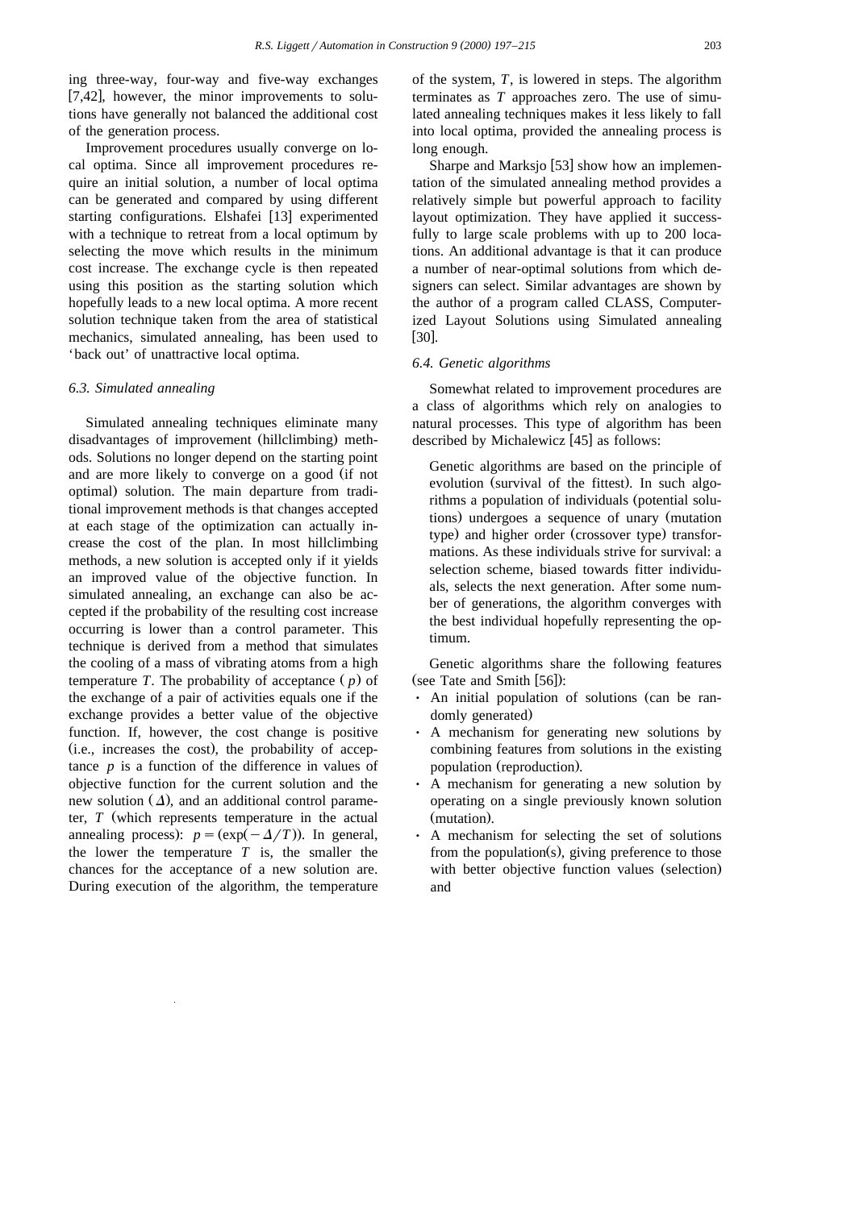ing three-way, four-way and five-way exchanges [7,42], however, the minor improvements to solutions have generally not balanced the additional cost of the generation process.

Improvement procedures usually converge on local optima. Since all improvement procedures require an initial solution, a number of local optima can be generated and compared by using different starting configurations. Elshafei [13] experimented with a technique to retreat from a local optimum by selecting the move which results in the minimum cost increase. The exchange cycle is then repeated using this position as the starting solution which hopefully leads to a new local optima. A more recent solution technique taken from the area of statistical mechanics, simulated annealing, has been used to 'back out' of unattractive local optima.

### 6.3. Simulated annealing

Simulated annealing techniques eliminate many disadvantages of improvement (hillclimbing) methods. Solutions no longer depend on the starting point and are more likely to converge on a good (if not optimal) solution. The main departure from traditional improvement methods is that changes accepted at each stage of the optimization can actually increase the cost of the plan. In most hillclimbing methods, a new solution is accepted only if it yields an improved value of the objective function. In simulated annealing, an exchange can also be accepted if the probability of the resulting cost increase occurring is lower than a control parameter. This technique is derived from a method that simulates the cooling of a mass of vibrating atoms from a high temperature $T$. The probability of acceptance ($p$) of the exchange of a pair of activities equals one if the exchange provides a better value of the objective function. If, however, the cost change is positive (i.e., increases the cost), the probability of acceptance $p$ is a function of the difference in values of objective function for the current solution and the new solution ($\Delta$), and an additional control parameter, $T$ (which represents temperature in the actual annealing process): $p = (\exp(-\Delta/T))$. In general, the lower the temperature $T$ is, the smaller the chances for the acceptance of a new solution are. During execution of the algorithm, the temperature of the system, $T$, is lowered in steps. The algorithm terminates as $T$ approaches zero. The use of simulated annealing techniques makes it less likely to fall into local optima, provided the annealing process is long enough.

Sharpe and Marksjo [53] show how an implementation of the simulated annealing method provides a relatively simple but powerful approach to facility layout optimization. They have applied it successfully to large scale problems with up to 200 locations. An additional advantage is that it can produce a number of near-optimal solutions from which designers can select. Similar advantages are shown by the author of a program called CLASS, Computerized Layout Solutions using Simulated annealing [30].

### 6.4. Genetic algorithms

Somewhat related to improvement procedures are a class of algorithms which rely on analogies to natural processes. This type of algorithm has been described by Michalewicz [45] as follows:

> Genetic algorithms are based on the principle of evolution (survival of the fittest). In such algorithms a population of individuals (potential solutions) undergoes a sequence of unary (mutation type) and higher order (crossover type) transformations. As these individuals strive for survival: a selection scheme, biased towards fitter individuals, selects the next generation. After some number of generations, the algorithm converges with the best individual hopefully representing the optimum.

Genetic algorithms share the following features (see Tate and Smith [56]):

- An initial population of solutions (can be randomly generated)
- A mechanism for generating new solutions by combining features from solutions in the existing population (reproduction).
- A mechanism for generating a new solution by operating on a single previously known solution (mutation).
- A mechanism for selecting the set of solutions from the population(s), giving preference to those with better objective function values (selection) and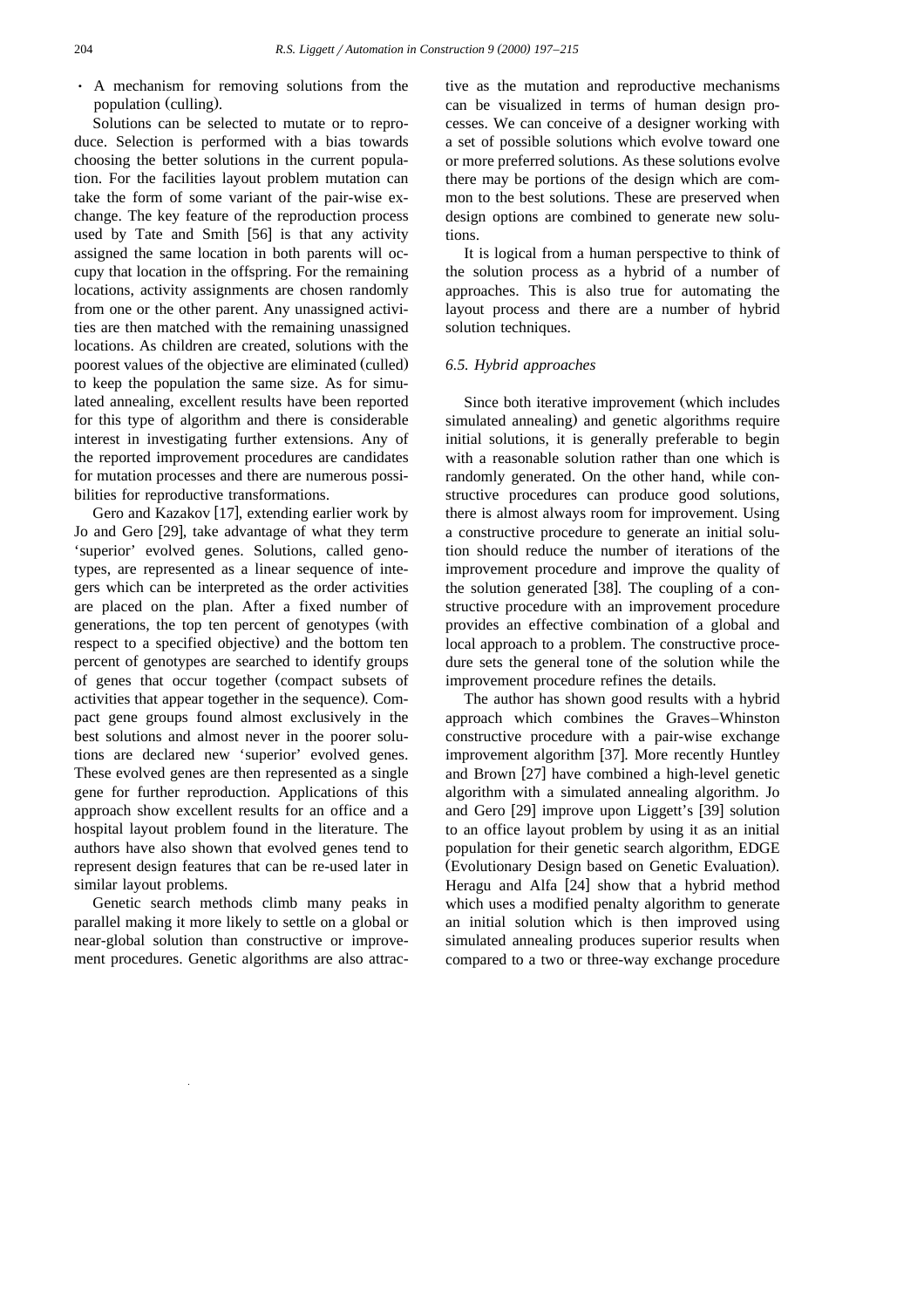- A mechanism for removing solutions from the population (culling).

Solutions can be selected to mutate or to reproduce. Selection is performed with a bias towards choosing the better solutions in the current population. For the facilities layout problem mutation can take the form of some variant of the pair-wise exchange. The key feature of the reproduction process used by Tate and Smith [56] is that any activity assigned the same location in both parents will occupy that location in the offspring. For the remaining locations, activity assignments are chosen randomly from one or the other parent. Any unassigned activities are then matched with the remaining unassigned locations. As children are created, solutions with the poorest values of the objective are eliminated (culled) to keep the population the same size. As for simulated annealing, excellent results have been reported for this type of algorithm and there is considerable interest in investigating further extensions. Any of the reported improvement procedures are candidates for mutation processes and there are numerous possibilities for reproductive transformations.

Gero and Kazakov [17], extending earlier work by Jo and Gero [29], take advantage of what they term 'superior' evolved genes. Solutions, called genotypes, are represented as a linear sequence of integers which can be interpreted as the order activities are placed on the plan. After a fixed number of generations, the top ten percent of genotypes (with respect to a specified objective) and the bottom ten percent of genotypes are searched to identify groups of genes that occur together (compact subsets of activities that appear together in the sequence). Compact gene groups found almost exclusively in the best solutions and almost never in the poorer solutions are declared new 'superior' evolved genes. These evolved genes are then represented as a single gene for further reproduction. Applications of this approach show excellent results for an office and a hospital layout problem found in the literature. The authors have also shown that evolved genes tend to represent design features that can be re-used later in similar layout problems.

Genetic search methods climb many peaks in parallel making it more likely to settle on a global or near-global solution than constructive or improvement procedures. Genetic algorithms are also attractive as the mutation and reproductive mechanisms can be visualized in terms of human design processes. We can conceive of a designer working with a set of possible solutions which evolve toward one or more preferred solutions. As these solutions evolve there may be portions of the design which are common to the best solutions. These are preserved when design options are combined to generate new solutions.

It is logical from a human perspective to think of the solution process as a hybrid of a number of approaches. This is also true for automating the layout process and there are a number of hybrid solution techniques.

### 6.5. Hybrid approaches

Since both iterative improvement (which includes simulated annealing) and genetic algorithms require initial solutions, it is generally preferable to begin with a reasonable solution rather than one which is randomly generated. On the other hand, while constructive procedures can produce good solutions, there is almost always room for improvement. Using a constructive procedure to generate an initial solution should reduce the number of iterations of the improvement procedure and improve the quality of the solution generated [38]. The coupling of a constructive procedure with an improvement procedure provides an effective combination of a global and local approach to a problem. The constructive procedure sets the general tone of the solution while the improvement procedure refines the details.

The author has shown good results with a hybrid approach which combines the Graves–Whinston constructive procedure with a pair-wise exchange improvement algorithm [37]. More recently Huntley and Brown [27] have combined a high-level genetic algorithm with a simulated annealing algorithm. Jo and Gero [29] improve upon Liggett's [39] solution to an office layout problem by using it as an initial population for their genetic search algorithm, EDGE (Evolutionary Design based on Genetic Evaluation). Heragu and Alfa [24] show that a hybrid method which uses a modified penalty algorithm to generate an initial solution which is then improved using simulated annealing produces superior results when compared to a two or three-way exchange procedure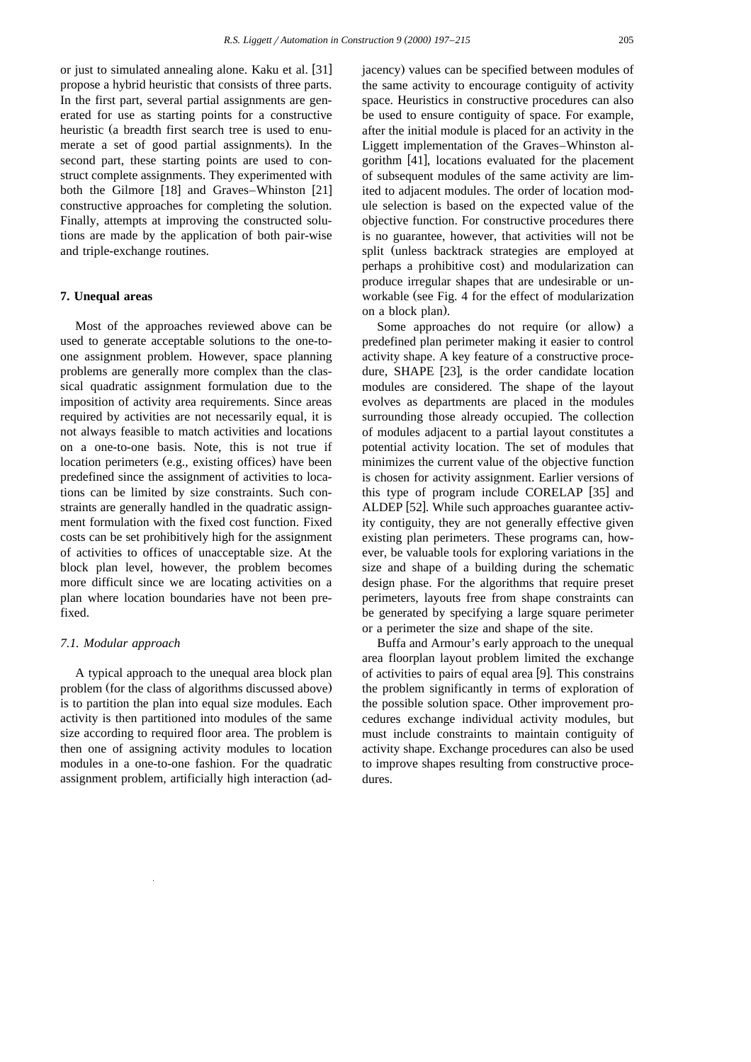or just to simulated annealing alone. Kaku et al. [31] propose a hybrid heuristic that consists of three parts. In the first part, several partial assignments are generated for use as starting points for a constructive heuristic (a breadth first search tree is used to enumerate a set of good partial assignments). In the second part, these starting points are used to construct complete assignments. They experimented with both the Gilmore [18] and Graves–Whinston [21] constructive approaches for completing the solution. Finally, attempts at improving the constructed solutions are made by the application of both pair-wise and triple-exchange routines.

## 7. Unequal areas

Most of the approaches reviewed above can be used to generate acceptable solutions to the one-to-one assignment problem. However, space planning problems are generally more complex than the classical quadratic assignment formulation due to the imposition of activity area requirements. Since areas required by activities are not necessarily equal, it is not always feasible to match activities and locations on a one-to-one basis. Note, this is not true if location perimeters (e.g., existing offices) have been predefined since the assignment of activities to locations can be limited by size constraints. Such constraints are generally handled in the quadratic assignment formulation with the fixed cost function. Fixed costs can be set prohibitively high for the assignment of activities to offices of unacceptable size. At the block plan level, however, the problem becomes more difficult since we are locating activities on a plan where location boundaries have not been prefixed.

### 7.1. Modular approach

A typical approach to the unequal area block plan problem (for the class of algorithms discussed above) is to partition the plan into equal size modules. Each activity is then partitioned into modules of the same size according to required floor area. The problem is then one of assigning activity modules to location modules in a one-to-one fashion. For the quadratic assignment problem, artificially high interaction (adjacency) values can be specified between modules of the same activity to encourage contiguity of activity space. Heuristics in constructive procedures can also be used to ensure contiguity of space. For example, after the initial module is placed for an activity in the Liggett implementation of the Graves–Whinston algorithm [41], locations evaluated for the placement of subsequent modules of the same activity are limited to adjacent modules. The order of location module selection is based on the expected value of the objective function. For constructive procedures there is no guarantee, however, that activities will not be split (unless backtrack strategies are employed at perhaps a prohibitive cost) and modularization can produce irregular shapes that are undesirable or unworkable (see Fig. 4 for the effect of modularization on a block plan).

Some approaches do not require (or allow) a predefined plan perimeter making it easier to control activity shape. A key feature of a constructive procedure, SHAPE [23], is the order candidate location modules are considered. The shape of the layout evolves as departments are placed in the modules surrounding those already occupied. The collection of modules adjacent to a partial layout constitutes a potential activity location. The set of modules that minimizes the current value of the objective function is chosen for activity assignment. Earlier versions of this type of program include CORELAP [35] and ALDEP [52]. While such approaches guarantee activity contiguity, they are not generally effective given existing plan perimeters. These programs can, however, be valuable tools for exploring variations in the size and shape of a building during the schematic design phase. For the algorithms that require preset perimeters, layouts free from shape constraints can be generated by specifying a large square perimeter or a perimeter the size and shape of the site.

Buffa and Armour's early approach to the unequal area floorplan layout problem limited the exchange of activities to pairs of equal area [9]. This constrains the problem significantly in terms of exploration of the possible solution space. Other improvement procedures exchange individual activity modules, but must include constraints to maintain contiguity of activity shape. Exchange procedures can also be used to improve shapes resulting from constructive procedures.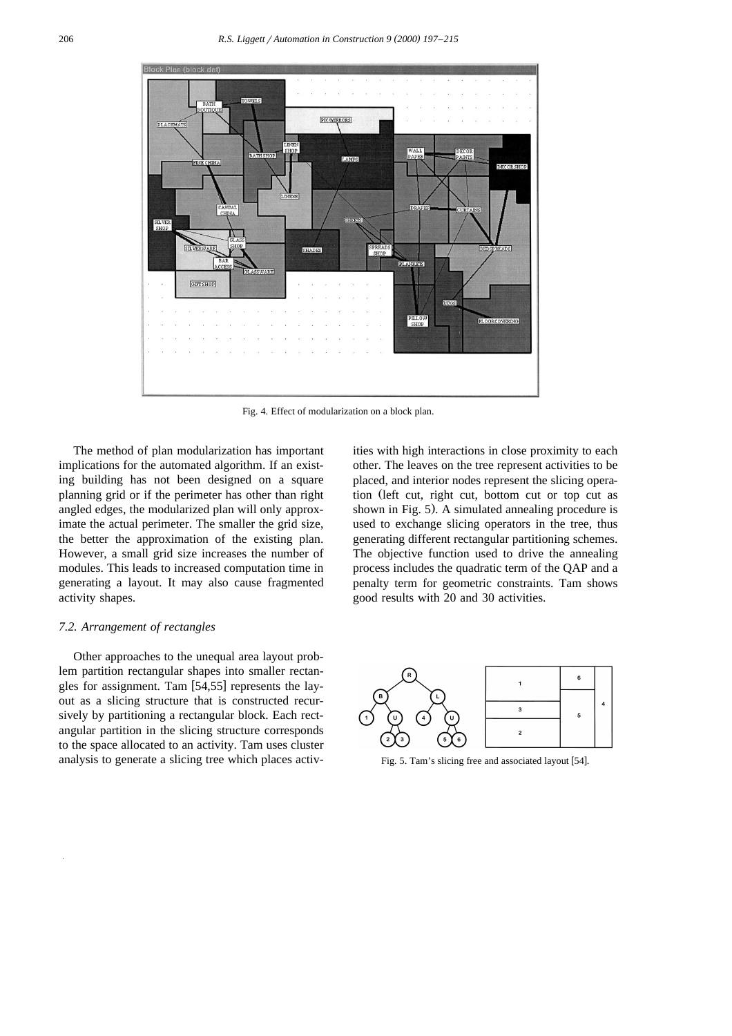Fig. 4. Effect of modularization on a block plan.

The method of plan modularization has important implications for the automated algorithm. If an existing building has not been designed on a square planning grid or if the perimeter has other than right angled edges, the modularized plan will only approximate the actual perimeter. The smaller the grid size, the better the approximation of the existing plan. However, a small grid size increases the number of modules. This leads to increased computation time in generating a layout. It may also cause fragmented activity shapes.

### *7.2. Arrangement of rectangles*

Other approaches to the unequal area layout problem partition rectangular shapes into smaller rectangles for assignment. Tam [54,55] represents the layout as a slicing structure that is constructed recursively by partitioning a rectangular block. Each rectangular partition in the slicing structure corresponds to the space allocated to an activity. Tam uses cluster analysis to generate a slicing tree which places activities with high interactions in close proximity to each other. The leaves on the tree represent activities to be placed, and interior nodes represent the slicing operation (left cut, right cut, bottom cut or top cut as shown in Fig. 5). A simulated annealing procedure is used to exchange slicing operators in the tree, thus generating different rectangular partitioning schemes. The objective function used to drive the annealing process includes the quadratic term of the QAP and a penalty term for geometric constraints. Tam shows good results with 20 and 30 activities.

Fig. 5. Tam's slicing free and associated layout [54].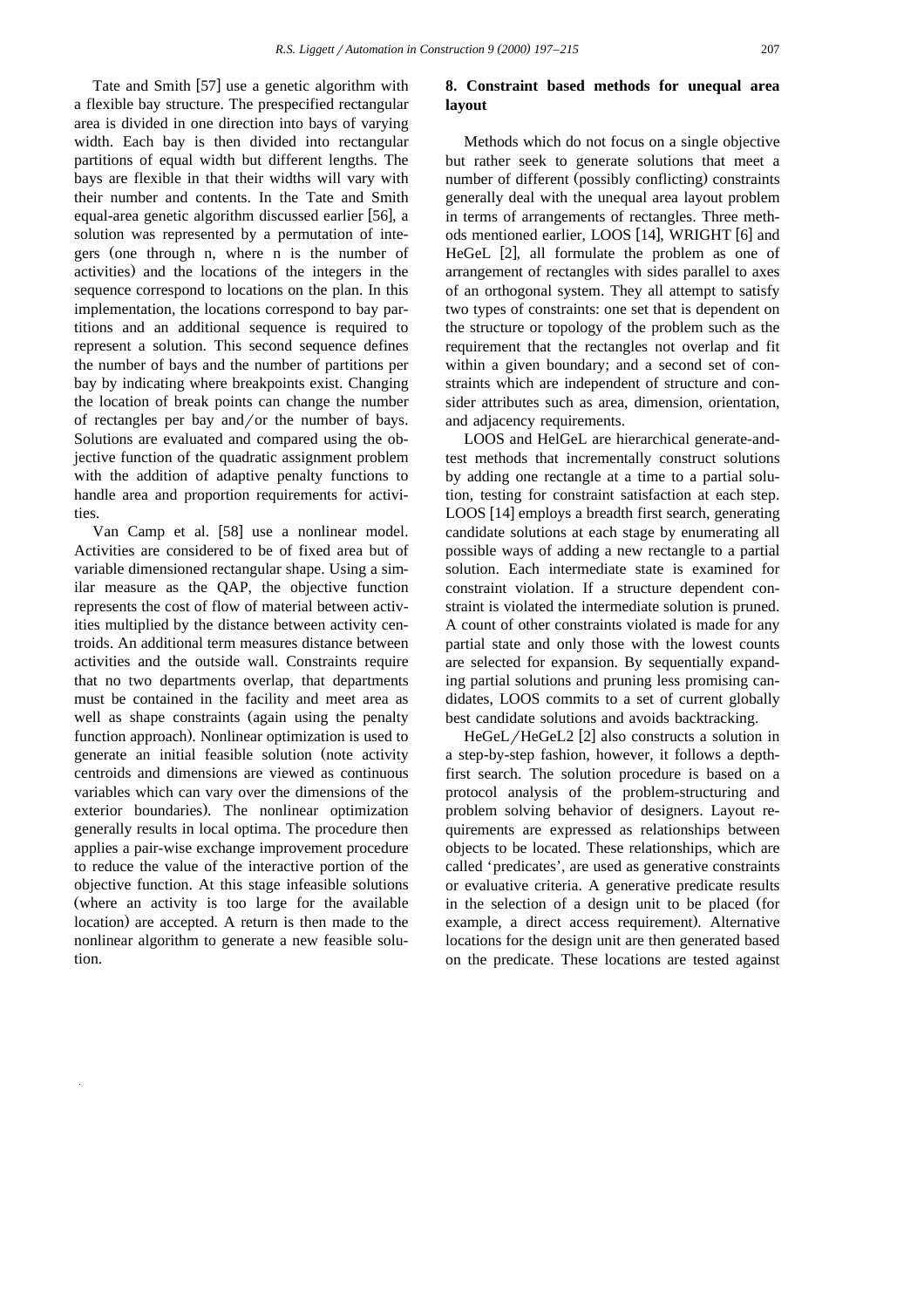Tate and Smith [57] use a genetic algorithm with a flexible bay structure. The prespecified rectangular area is divided in one direction into bays of varying width. Each bay is then divided into rectangular partitions of equal width but different lengths. The bays are flexible in that their widths will vary with their number and contents. In the Tate and Smith equal-area genetic algorithm discussed earlier [56], a solution was represented by a permutation of integers (one through n, where n is the number of activities) and the locations of the integers in the sequence correspond to locations on the plan. In this implementation, the locations correspond to bay partitions and an additional sequence is required to represent a solution. This second sequence defines the number of bays and the number of partitions per bay by indicating where breakpoints exist. Changing the location of break points can change the number of rectangles per bay and/or the number of bays. Solutions are evaluated and compared using the objective function of the quadratic assignment problem with the addition of adaptive penalty functions to handle area and proportion requirements for activities.

Van Camp et al. [58] use a nonlinear model. Activities are considered to be of fixed area but of variable dimensioned rectangular shape. Using a similar measure as the QAP, the objective function represents the cost of flow of material between activities multiplied by the distance between activity centroids. An additional term measures distance between activities and the outside wall. Constraints require that no two departments overlap, that departments must be contained in the facility and meet area as well as shape constraints (again using the penalty function approach). Nonlinear optimization is used to generate an initial feasible solution (note activity centroids and dimensions are viewed as continuous variables which can vary over the dimensions of the exterior boundaries). The nonlinear optimization generally results in local optima. The procedure then applies a pair-wise exchange improvement procedure to reduce the value of the interactive portion of the objective function. At this stage infeasible solutions (where an activity is too large for the available location) are accepted. A return is then made to the nonlinear algorithm to generate a new feasible solution.

## 8. Constraint based methods for unequal area layout

Methods which do not focus on a single objective but rather seek to generate solutions that meet a number of different (possibly conflicting) constraints generally deal with the unequal area layout problem in terms of arrangements of rectangles. Three methods mentioned earlier, LOOS [14], WRIGHT [6] and HeGeL [2], all formulate the problem as one of arrangement of rectangles with sides parallel to axes of an orthogonal system. They all attempt to satisfy two types of constraints: one set that is dependent on the structure or topology of the problem such as the requirement that the rectangles not overlap and fit within a given boundary; and a second set of constraints which are independent of structure and consider attributes such as area, dimension, orientation, and adjacency requirements.

LOOS and HelGeL are hierarchical generate-and-test methods that incrementally construct solutions by adding one rectangle at a time to a partial solution, testing for constraint satisfaction at each step. LOOS [14] employs a breadth first search, generating candidate solutions at each stage by enumerating all possible ways of adding a new rectangle to a partial solution. Each intermediate state is examined for constraint violation. If a structure dependent constraint is violated the intermediate solution is pruned. A count of other constraints violated is made for any partial state and only those with the lowest counts are selected for expansion. By sequentially expanding partial solutions and pruning less promising candidates, LOOS commits to a set of current globally best candidate solutions and avoids backtracking.

HeGeL/HeGeL2 [2] also constructs a solution in a step-by-step fashion, however, it follows a depth-first search. The solution procedure is based on a protocol analysis of the problem-structuring and problem solving behavior of designers. Layout requirements are expressed as relationships between objects to be located. These relationships, which are called 'predicates', are used as generative constraints or evaluative criteria. A generative predicate results in the selection of a design unit to be placed (for example, a direct access requirement). Alternative locations for the design unit are then generated based on the predicate. These locations are tested against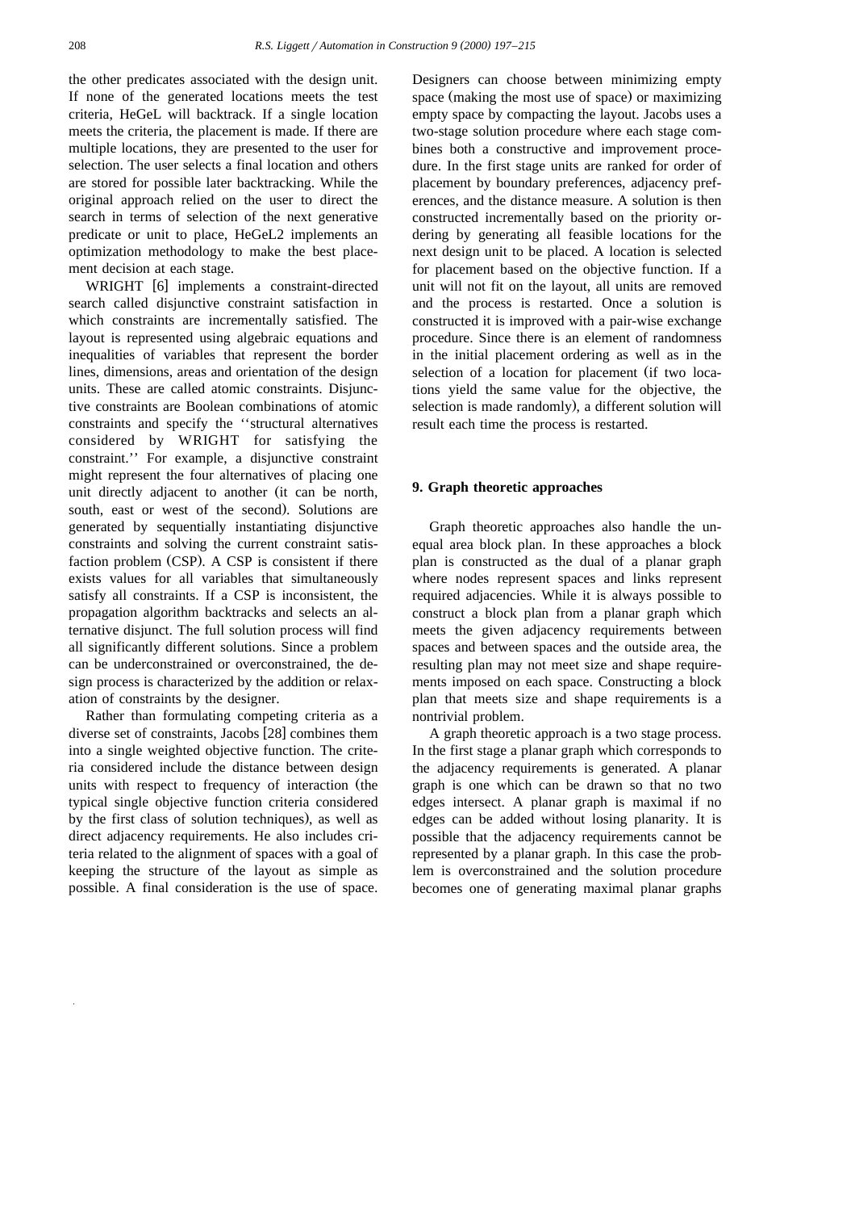the other predicates associated with the design unit. If none of the generated locations meets the test criteria, HeGeL will backtrack. If a single location meets the criteria, the placement is made. If there are multiple locations, they are presented to the user for selection. The user selects a final location and others are stored for possible later backtracking. While the original approach relied on the user to direct the search in terms of selection of the next generative predicate or unit to place, HeGeL2 implements an optimization methodology to make the best placement decision at each stage.

WRIGHT [6] implements a constraint-directed search called disjunctive constraint satisfaction in which constraints are incrementally satisfied. The layout is represented using algebraic equations and inequalities of variables that represent the border lines, dimensions, areas and orientation of the design units. These are called atomic constraints. Disjunctive constraints are Boolean combinations of atomic constraints and specify the ''structural alternatives considered by WRIGHT for satisfying the constraint.'' For example, a disjunctive constraint might represent the four alternatives of placing one unit directly adjacent to another (it can be north, south, east or west of the second). Solutions are generated by sequentially instantiating disjunctive constraints and solving the current constraint satisfaction problem (CSP). A CSP is consistent if there exists values for all variables that simultaneously satisfy all constraints. If a CSP is inconsistent, the propagation algorithm backtracks and selects an alternative disjunct. The full solution process will find all significantly different solutions. Since a problem can be underconstrained or overconstrained, the design process is characterized by the addition or relaxation of constraints by the designer.

Rather than formulating competing criteria as a diverse set of constraints, Jacobs [28] combines them into a single weighted objective function. The criteria considered include the distance between design units with respect to frequency of interaction (the typical single objective function criteria considered by the first class of solution techniques), as well as direct adjacency requirements. He also includes criteria related to the alignment of spaces with a goal of keeping the structure of the layout as simple as possible. A final consideration is the use of space. Designers can choose between minimizing empty space (making the most use of space) or maximizing empty space by compacting the layout. Jacobs uses a two-stage solution procedure where each stage combines both a constructive and improvement procedure. In the first stage units are ranked for order of placement by boundary preferences, adjacency preferences, and the distance measure. A solution is then constructed incrementally based on the priority ordering by generating all feasible locations for the next design unit to be placed. A location is selected for placement based on the objective function. If a unit will not fit on the layout, all units are removed and the process is restarted. Once a solution is constructed it is improved with a pair-wise exchange procedure. Since there is an element of randomness in the initial placement ordering as well as in the selection of a location for placement (if two locations yield the same value for the objective, the selection is made randomly), a different solution will result each time the process is restarted.

## 9. Graph theoretic approaches

Graph theoretic approaches also handle the unequal area block plan. In these approaches a block plan is constructed as the dual of a planar graph where nodes represent spaces and links represent required adjacencies. While it is always possible to construct a block plan from a planar graph which meets the given adjacency requirements between spaces and between spaces and the outside area, the resulting plan may not meet size and shape requirements imposed on each space. Constructing a block plan that meets size and shape requirements is a nontrivial problem.

A graph theoretic approach is a two stage process. In the first stage a planar graph which corresponds to the adjacency requirements is generated. A planar graph is one which can be drawn so that no two edges intersect. A planar graph is maximal if no edges can be added without losing planarity. It is possible that the adjacency requirements cannot be represented by a planar graph. In this case the problem is overconstrained and the solution procedure becomes one of generating maximal planar graphs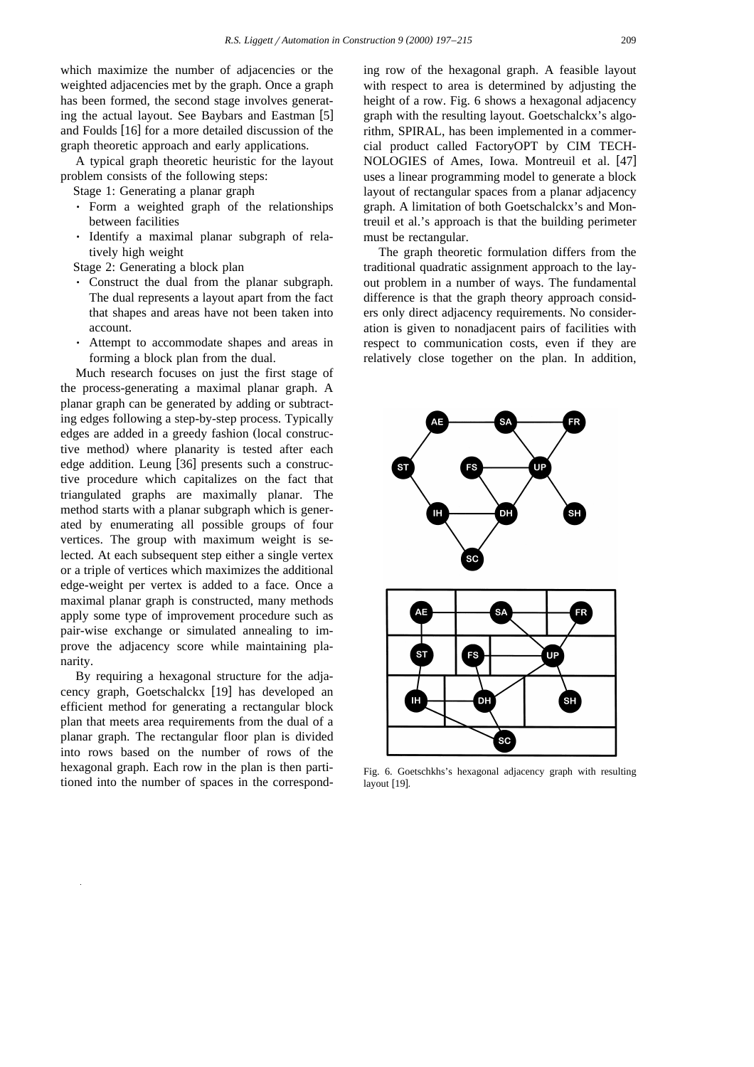which maximize the number of adjacencies or the weighted adjacencies met by the graph. Once a graph has been formed, the second stage involves generating the actual layout. See Baybars and Eastman [5] and Foulds [16] for a more detailed discussion of the graph theoretic approach and early applications.

A typical graph theoretic heuristic for the layout problem consists of the following steps:

Stage 1: Generating a planar graph

- Form a weighted graph of the relationships between facilities
- Identify a maximal planar subgraph of relatively high weight

Stage 2: Generating a block plan

- Construct the dual from the planar subgraph. The dual represents a layout apart from the fact that shapes and areas have not been taken into account.
- Attempt to accommodate shapes and areas in forming a block plan from the dual.

Much research focuses on just the first stage of the process-generating a maximal planar graph. A planar graph can be generated by adding or subtracting edges following a step-by-step process. Typically edges are added in a greedy fashion (local constructive method) where planarity is tested after each edge addition. Leung [36] presents such a constructive procedure which capitalizes on the fact that triangulated graphs are maximally planar. The method starts with a planar subgraph which is generated by enumerating all possible groups of four vertices. The group with maximum weight is selected. At each subsequent step either a single vertex or a triple of vertices which maximizes the additional edge-weight per vertex is added to a face. Once a maximal planar graph is constructed, many methods apply some type of improvement procedure such as pair-wise exchange or simulated annealing to improve the adjacency score while maintaining planarity.

By requiring a hexagonal structure for the adjacency graph, Goetschalckx [19] has developed an efficient method for generating a rectangular block plan that meets area requirements from the dual of a planar graph. The rectangular floor plan is divided into rows based on the number of rows of the hexagonal graph. Each row in the plan is then partitioned into the number of spaces in the corresponding row of the hexagonal graph. A feasible layout with respect to area is determined by adjusting the height of a row. Fig. 6 shows a hexagonal adjacency graph with the resulting layout. Goetschalckx's algorithm, SPIRAL, has been implemented in a commercial product called FactoryOPT by CIM TECHNOLOGIES of Ames, Iowa. Montreuil et al. [47] uses a linear programming model to generate a block layout of rectangular spaces from a planar adjacency graph. A limitation of both Goetschalckx's and Montreuil et al.'s approach is that the building perimeter must be rectangular.

The graph theoretic formulation differs from the traditional quadratic assignment approach to the layout problem in a number of ways. The fundamental difference is that the graph theory approach considers only direct adjacency requirements. No consideration is given to nonadjacent pairs of facilities with respect to communication costs, even if they are relatively close together on the plan. In addition,

Fig. 6. Goetschkhs's hexagonal adjacency graph with resulting layout [19].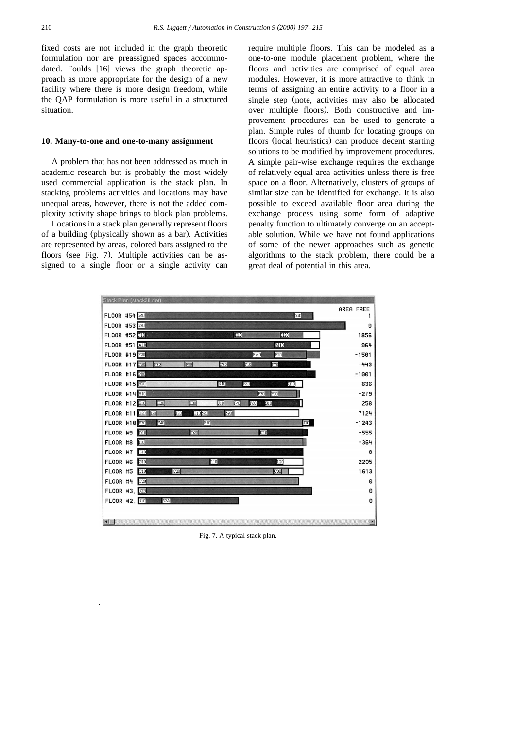fixed costs are not included in the graph theoretic formulation nor are preassigned spaces accommodated. Foulds [16] views the graph theoretic approach as more appropriate for the design of a new facility where there is more design freedom, while the QAP formulation is more useful in a structured situation.

## 10. Many-to-one and one-to-many assignment

A problem that has not been addressed as much in academic research but is probably the most widely used commercial application is the stack plan. In stacking problems activities and locations may have unequal areas, however, there is not the added complexity activity shape brings to block plan problems.

Locations in a stack plan generally represent floors of a building (physically shown as a bar). Activities are represented by areas, colored bars assigned to the floors (see Fig. 7). Multiple activities can be assigned to a single floor or a single activity can require multiple floors. This can be modeled as a one-to-one module placement problem, where the floors and activities are comprised of equal area modules. However, it is more attractive to think in terms of assigning an entire activity to a floor in a single step (note, activities may also be allocated over multiple floors). Both constructive and improvement procedures can be used to generate a plan. Simple rules of thumb for locating groups on floors (local heuristics) can produce decent starting solutions to be modified by improvement procedures. A simple pair-wise exchange requires the exchange of relatively equal area activities unless there is free space on a floor. Alternatively, clusters of groups of similar size can be identified for exchange. It is also possible to exceed available floor area during the exchange process using some form of adaptive penalty function to ultimately converge on an acceptable solution. While we have not found applications of some of the newer approaches such as genetic algorithms to the stack problem, there could be a great deal of potential in this area.

Fig. 7. A typical stack plan.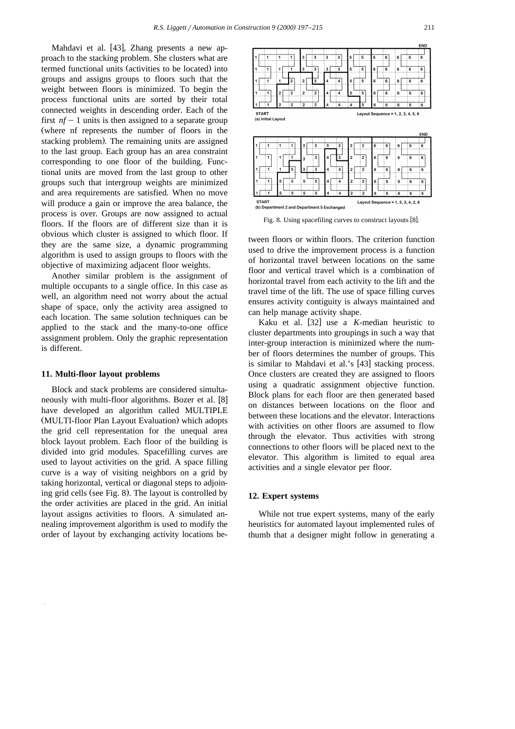Mahdavi et al. [43], Zhang presents a new approach to the stacking problem. She clusters what are termed functional units (activities to be located) into groups and assigns groups to floors such that the weight between floors is minimized. To begin the process functional units are sorted by their total connected weights in descending order. Each of the first $nf - 1$ units is then assigned to a separate group (where nf represents the number of floors in the stacking problem). The remaining units are assigned to the last group. Each group has an area constraint corresponding to one floor of the building. Functional units are moved from the last group to other groups such that intergroup weights are minimized and area requirements are satisfied. When no move will produce a gain or improve the area balance, the process is over. Groups are now assigned to actual floors. If the floors are of different size than it is obvious which cluster is assigned to which floor. If they are the same size, a dynamic programming algorithm is used to assign groups to floors with the objective of maximizing adjacent floor weights.

Another similar problem is the assignment of multiple occupants to a single office. In this case as well, an algorithm need not worry about the actual shape of space, only the activity area assigned to each location. The same solution techniques can be applied to the stack and the many-to-one office assignment problem. Only the graphic representation is different.

## 11. Multi-floor layout problems

Block and stack problems are considered simultaneously with multi-floor algorithms. Bozer et al. [8] have developed an algorithm called MULTIPLE (MULTI-floor Plan Layout Evaluation) which adopts the grid cell representation for the unequal area block layout problem. Each floor of the building is divided into grid modules. Spacefilling curves are used to layout activities on the grid. A space filling curve is a way of visiting neighbors on a grid by taking horizontal, vertical or diagonal steps to adjoining grid cells (see Fig. 8). The layout is controlled by the order activities are placed in the grid. An initial layout assigns activities to floors. A simulated annealing improvement algorithm is used to modify the order of layout by exchanging activity locations between floors or within floors. The criterion function used to drive the improvement process is a function of horizontal travel between locations on the same floor and vertical travel which is a combination of horizontal travel from each activity to the lift and the travel time of the lift. The use of space filling curves ensures activity contiguity is always maintained and can help manage activity shape.

END

START

(a) Initial Layout

Layout Sequence = 1, 2, 3, 4, 5, 6

END

START

(b) Department 2 and Department 5 Exchanged

Layout Sequence = 1, 5, 3, 4, 2, 6

Fig. 8. Using spacefiling curves to construct layouts [8].

Kaku et al. [32] use a $K$-median heuristic to cluster departments into groupings in such a way that inter-group interaction is minimized where the number of floors determines the number of groups. This is similar to Mahdavi et al.'s [43] stacking process. Once clusters are created they are assigned to floors using a quadratic assignment objective function. Block plans for each floor are then generated based on distances between locations on the floor and between these locations and the elevator. Interactions with activities on other floors are assumed to flow through the elevator. Thus activities with strong connections to other floors will be placed next to the elevator. This algorithm is limited to equal area activities and a single elevator per floor.

## 12. Expert systems

While not true expert systems, many of the early heuristics for automated layout implemented rules of thumb that a designer might follow in generating a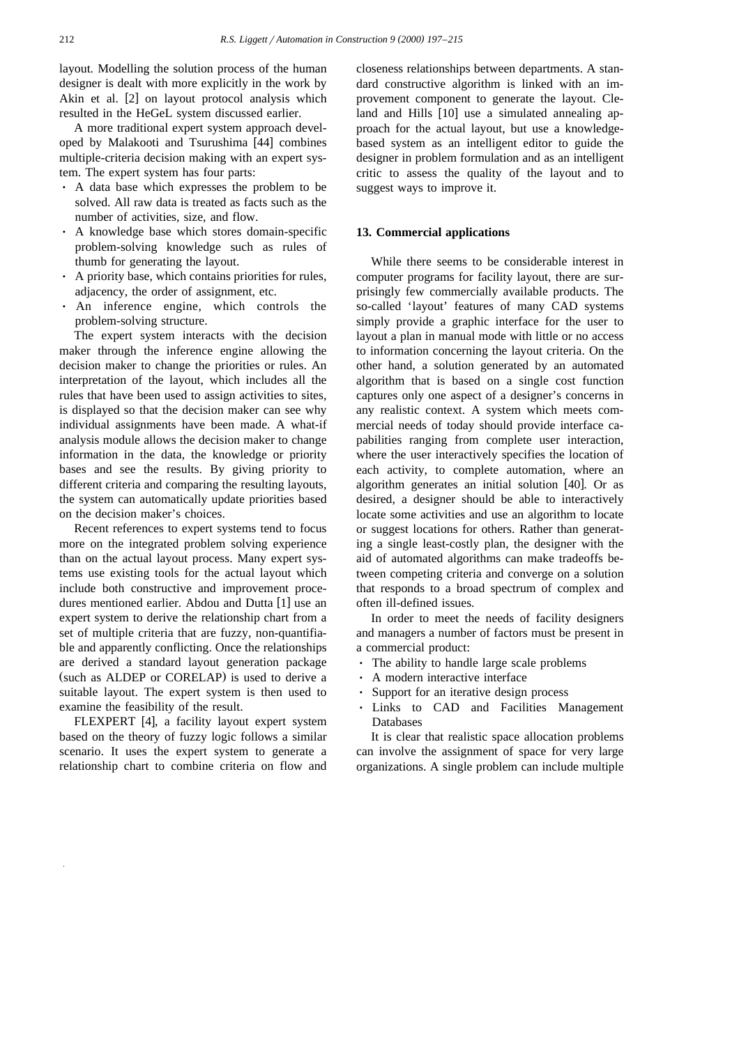layout. Modelling the solution process of the human designer is dealt with more explicitly in the work by Akin et al. [2] on layout protocol analysis which resulted in the HeGeL system discussed earlier.

A more traditional expert system approach developed by Malakooti and Tsurushima [44] combines multiple-criteria decision making with an expert system. The expert system has four parts:

- A data base which expresses the problem to be solved. All raw data is treated as facts such as the number of activities, size, and flow.
- A knowledge base which stores domain-specific problem-solving knowledge such as rules of thumb for generating the layout.
- A priority base, which contains priorities for rules, adjacency, the order of assignment, etc.
- An inference engine, which controls the problem-solving structure.

The expert system interacts with the decision maker through the inference engine allowing the decision maker to change the priorities or rules. An interpretation of the layout, which includes all the rules that have been used to assign activities to sites, is displayed so that the decision maker can see why individual assignments have been made. A what-if analysis module allows the decision maker to change information in the data, the knowledge or priority bases and see the results. By giving priority to different criteria and comparing the resulting layouts, the system can automatically update priorities based on the decision maker's choices.

Recent references to expert systems tend to focus more on the integrated problem solving experience than on the actual layout process. Many expert systems use existing tools for the actual layout which include both constructive and improvement procedures mentioned earlier. Abdou and Dutta [1] use an expert system to derive the relationship chart from a set of multiple criteria that are fuzzy, non-quantifiable and apparently conflicting. Once the relationships are derived a standard layout generation package (such as ALDEP or CORELAP) is used to derive a suitable layout. The expert system is then used to examine the feasibility of the result.

FLEXPERT [4], a facility layout expert system based on the theory of fuzzy logic follows a similar scenario. It uses the expert system to generate a relationship chart to combine criteria on flow and closeness relationships between departments. A standard constructive algorithm is linked with an improvement component to generate the layout. Cleland and Hills [10] use a simulated annealing approach for the actual layout, but use a knowledge-based system as an intelligent editor to guide the designer in problem formulation and as an intelligent critic to assess the quality of the layout and to suggest ways to improve it.

## 13. Commercial applications

While there seems to be considerable interest in computer programs for facility layout, there are surprisingly few commercially available products. The so-called 'layout' features of many CAD systems simply provide a graphic interface for the user to layout a plan in manual mode with little or no access to information concerning the layout criteria. On the other hand, a solution generated by an automated algorithm that is based on a single cost function captures only one aspect of a designer's concerns in any realistic context. A system which meets commercial needs of today should provide interface capabilities ranging from complete user interaction, where the user interactively specifies the location of each activity, to complete automation, where an algorithm generates an initial solution [40]. Or as desired, a designer should be able to interactively locate some activities and use an algorithm to locate or suggest locations for others. Rather than generating a single least-costly plan, the designer with the aid of automated algorithms can make tradeoffs between competing criteria and converge on a solution that responds to a broad spectrum of complex and often ill-defined issues.

In order to meet the needs of facility designers and managers a number of factors must be present in a commercial product:

- The ability to handle large scale problems
- A modern interactive interface
- Support for an iterative design process
- Links to CAD and Facilities Management Databases

It is clear that realistic space allocation problems can involve the assignment of space for very large organizations. A single problem can include multiple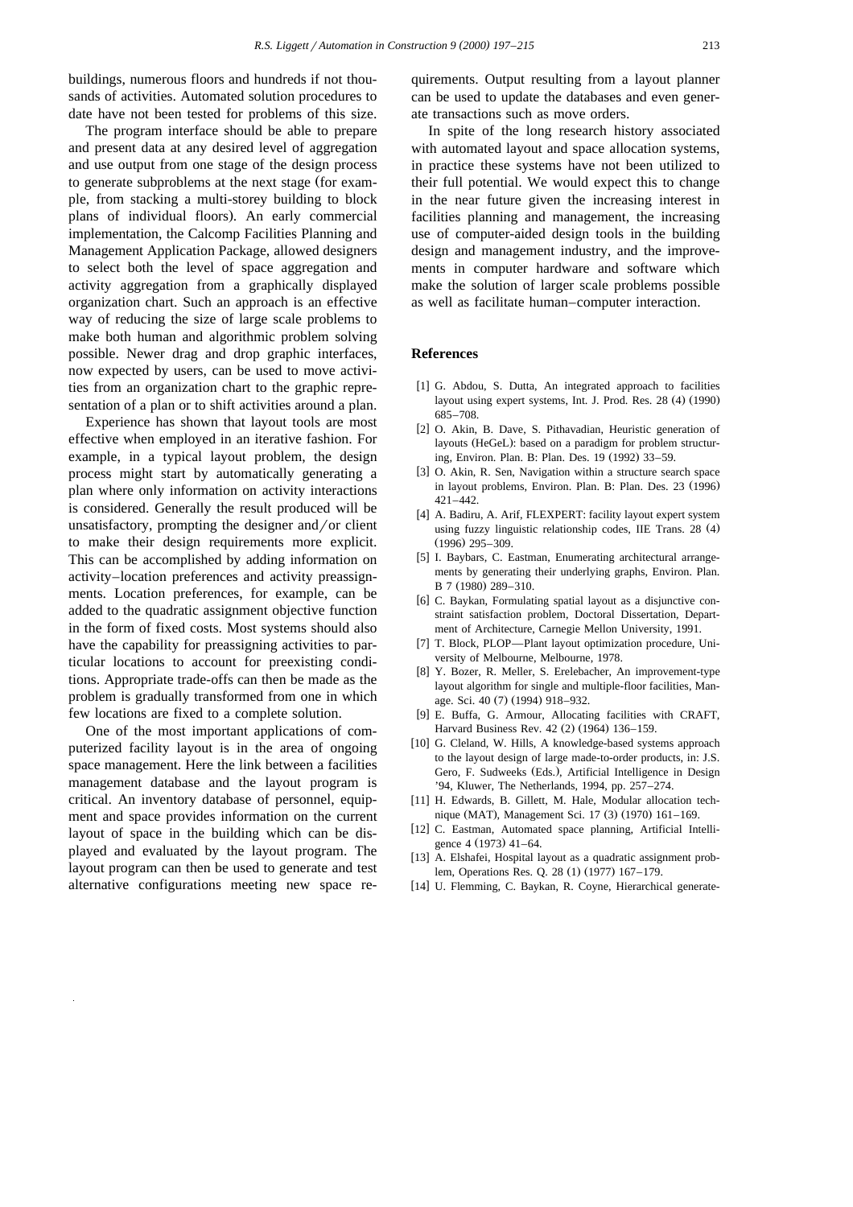buildings, numerous floors and hundreds if not thousands of activities. Automated solution procedures to date have not been tested for problems of this size.

The program interface should be able to prepare and present data at any desired level of aggregation and use output from one stage of the design process to generate subproblems at the next stage (for example, from stacking a multi-storey building to block plans of individual floors). An early commercial implementation, the Calcomp Facilities Planning and Management Application Package, allowed designers to select both the level of space aggregation and activity aggregation from a graphically displayed organization chart. Such an approach is an effective way of reducing the size of large scale problems to make both human and algorithmic problem solving possible. Newer drag and drop graphic interfaces, now expected by users, can be used to move activities from an organization chart to the graphic representation of a plan or to shift activities around a plan.

Experience has shown that layout tools are most effective when employed in an iterative fashion. For example, in a typical layout problem, the design process might start by automatically generating a plan where only information on activity interactions is considered. Generally the result produced will be unsatisfactory, prompting the designer and/or client to make their design requirements more explicit. This can be accomplished by adding information on activity–location preferences and activity preassignments. Location preferences, for example, can be added to the quadratic assignment objective function in the form of fixed costs. Most systems should also have the capability for preassigning activities to particular locations to account for preexisting conditions. Appropriate trade-offs can then be made as the problem is gradually transformed from one in which few locations are fixed to a complete solution.

One of the most important applications of computerized facility layout is in the area of ongoing space management. Here the link between a facilities management database and the layout program is critical. An inventory database of personnel, equipment and space provides information on the current layout of space in the building which can be displayed and evaluated by the layout program. The layout program can then be used to generate and test alternative configurations meeting new space requirements. Output resulting from a layout planner can be used to update the databases and even generate transactions such as move orders.

In spite of the long research history associated with automated layout and space allocation systems, in practice these systems have not been utilized to their full potential. We would expect this to change in the near future given the increasing interest in facilities planning and management, the increasing use of computer-aided design tools in the building design and management industry, and the improvements in computer hardware and software which make the solution of larger scale problems possible as well as facilitate human–computer interaction.

## References

[1] G. Abdou, S. Dutta, An integrated approach to facilities layout using expert systems, Int. J. Prod. Res. 28 (4) (1990) 685–708.

[2] O. Akin, B. Dave, S. Pithavadian, Heuristic generation of layouts (HeGeL): based on a paradigm for problem structuring, Environ. Plan. B: Plan. Des. 19 (1992) 33–59.

[3] O. Akin, R. Sen, Navigation within a structure search space in layout problems, Environ. Plan. B: Plan. Des. 23 (1996) 421–442.

[4] A. Badiru, A. Arif, FLEXPERT: facility layout expert system using fuzzy linguistic relationship codes, IIE Trans. 28 (4) (1996) 295–309.

[5] I. Baybars, C. Eastman, Enumerating architectural arrangements by generating their underlying graphs, Environ. Plan. B 7 (1980) 289–310.

[6] C. Baykan, Formulating spatial layout as a disjunctive constraint satisfaction problem, Doctoral Dissertation, Department of Architecture, Carnegie Mellon University, 1991.

[7] T. Block, PLOP—Plant layout optimization procedure, University of Melbourne, Melbourne, 1978.

[8] Y. Bozer, R. Meller, S. Erelebacher, An improvement-type layout algorithm for single and multiple-floor facilities, Manage. Sci. 40 (7) (1994) 918–932.

[9] E. Buffa, G. Armour, Allocating facilities with CRAFT, Harvard Business Rev. 42 (2) (1964) 136–159.

[10] G. Cleland, W. Hills, A knowledge-based systems approach to the layout design of large made-to-order products, in: J.S. Gero, F. Sudweeks (Eds.), Artificial Intelligence in Design '94, Kluwer, The Netherlands, 1994, pp. 257–274.

[11] H. Edwards, B. Gillett, M. Hale, Modular allocation technique (MAT), Management Sci. 17 (3) (1970) 161–169.

[12] C. Eastman, Automated space planning, Artificial Intelligence 4 (1973) 41–64.

[13] A. Elshafei, Hospital layout as a quadratic assignment problem, Operations Res. Q. 28 (1) (1977) 167–179.

[14] U. Flemming, C. Baykan, R. Coyne, Hierarchical generate-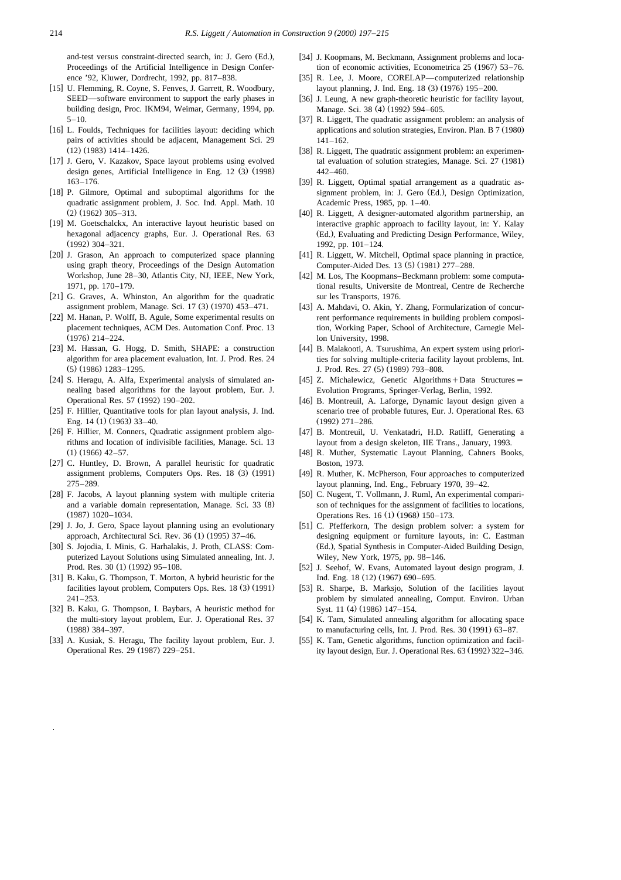and-test versus constraint-directed search, in: J. Gero (Ed.), Proceedings of the Artificial Intelligence in Design Conference '92, Kluwer, Dordrecht, 1992, pp. 817–838.

[15] U. Flemming, R. Coyne, S. Fenves, J. Garrett, R. Woodbury, SEED—software environment to support the early phases in building design, Proc. IKM94, Weimar, Germany, 1994, pp. 5–10.

[16] L. Foulds, Techniques for facilities layout: deciding which pairs of activities should be adjacent, Management Sci. 29 (12) (1983) 1414–1426.

[17] J. Gero, V. Kazakov, Space layout problems using evolved design genes, Artificial Intelligence in Eng. 12 (3) (1998) 163–176.

[18] P. Gilmore, Optimal and suboptimal algorithms for the quadratic assignment problem, J. Soc. Ind. Appl. Math. 10 (2) (1962) 305–313.

[19] M. Goetschalckx, An interactive layout heuristic based on hexagonal adjacency graphs, Eur. J. Operational Res. 63 (1992) 304–321.

[20] J. Grason, An approach to computerized space planning using graph theory, Proceedings of the Design Automation Workshop, June 28–30, Atlantis City, NJ, IEEE, New York, 1971, pp. 170–179.

[21] G. Graves, A. Whinston, An algorithm for the quadratic assignment problem, Manage. Sci. 17 (3) (1970) 453–471.

[22] M. Hanan, P. Wolff, B. Agule, Some experimental results on placement techniques, ACM Des. Automation Conf. Proc. 13 (1976) 214–224.

[23] M. Hassan, G. Hogg, D. Smith, SHAPE: a construction algorithm for area placement evaluation, Int. J. Prod. Res. 24 (5) (1986) 1283–1295.

[24] S. Heragu, A. Alfa, Experimental analysis of simulated annealing based algorithms for the layout problem, Eur. J. Operational Res. 57 (1992) 190–202.

[25] F. Hillier, Quantitative tools for plan layout analysis, J. Ind. Eng. 14 (1) (1963) 33–40.

[26] F. Hillier, M. Conners, Quadratic assignment problem algorithms and location of indivisible facilities, Manage. Sci. 13 (1) (1966) 42–57.

[27] C. Huntley, D. Brown, A parallel heuristic for quadratic assignment problems, Computers Ops. Res. 18 (3) (1991) 275–289.

[28] F. Jacobs, A layout planning system with multiple criteria and a variable domain representation, Manage. Sci. 33 (8) (1987) 1020–1034.

[29] J. Jo, J. Gero, Space layout planning using an evolutionary approach, Architectural Sci. Rev. 36 (1) (1995) 37–46.

[30] S. Jojodia, I. Minis, G. Harhalakis, J. Proth, CLASS: Computerized Layout Solutions using Simulated annealing, Int. J. Prod. Res. 30 (1) (1992) 95–108.

[31] B. Kaku, G. Thompson, T. Morton, A hybrid heuristic for the facilities layout problem, Computers Ops. Res. 18 (3) (1991) 241–253.

[32] B. Kaku, G. Thompson, I. Baybars, A heuristic method for the multi-story layout problem, Eur. J. Operational Res. 37 (1988) 384–397.

[33] A. Kusiak, S. Heragu, The facility layout problem, Eur. J. Operational Res. 29 (1987) 229–251.

[34] J. Koopmans, M. Beckmann, Assignment problems and location of economic activities, Econometrica 25 (1967) 53–76.

[35] R. Lee, J. Moore, CORELAP—computerized relationship layout planning, J. Ind. Eng. 18 (3) (1976) 195–200.

[36] J. Leung, A new graph-theoretic heuristic for facility layout, Manage. Sci. 38 (4) (1992) 594–605.

[37] R. Liggett, The quadratic assignment problem: an analysis of applications and solution strategies, Environ. Plan. B 7 (1980) 141–162.

[38] R. Liggett, The quadratic assignment problem: an experimental evaluation of solution strategies, Manage. Sci. 27 (1981) 442–460.

[39] R. Liggett, Optimal spatial arrangement as a quadratic assignment problem, in: J. Gero (Ed.), Design Optimization, Academic Press, 1985, pp. 1–40.

[40] R. Liggett, A designer-automated algorithm partnership, an interactive graphic approach to facility layout, in: Y. Kalay (Ed.), Evaluating and Predicting Design Performance, Wiley, 1992, pp. 101–124.

[41] R. Liggett, W. Mitchell, Optimal space planning in practice, Computer-Aided Des. 13 (5) (1981) 277–288.

[42] M. Los, The Koopmans–Beckmann problem: some computational results, Universite de Montreal, Centre de Recherche sur les Transports, 1976.

[43] A. Mahdavi, O. Akin, Y. Zhang, Formularization of concurrent performance requirements in building problem composition, Working Paper, School of Architecture, Carnegie Mellon University, 1998.

[44] B. Malakooti, A. Tsurushima, An expert system using priorities for solving multiple-criteria facility layout problems, Int. J. Prod. Res. 27 (5) (1989) 793–808.

[45] Z. Michalewicz, Genetic Algorithms + Data Structures = Evolution Programs, Springer-Verlag, Berlin, 1992.

[46] B. Montreuil, A. Laforge, Dynamic layout design given a scenario tree of probable futures, Eur. J. Operational Res. 63 (1992) 271–286.

[47] B. Montreuil, U. Venkatadri, H.D. Ratliff, Generating a layout from a design skeleton, IIE Trans., January, 1993.

[48] R. Muther, Systematic Layout Planning, Cahners Books, Boston, 1973.

[49] R. Muther, K. McPherson, Four approaches to computerized layout planning, Ind. Eng., February 1970, 39–42.

[50] C. Nugent, T. Vollmann, J. Ruml, An experimental comparison of techniques for the assignment of facilities to locations, Operations Res. 16 (1) (1968) 150–173.

[51] C. Pfefferkorn, The design problem solver: a system for designing equipment or furniture layouts, in: C. Eastman (Ed.), Spatial Synthesis in Computer-Aided Building Design, Wiley, New York, 1975, pp. 98–146.

[52] J. Seehof, W. Evans, Automated layout design program, J. Ind. Eng. 18 (12) (1967) 690–695.

[53] R. Sharpe, B. Marksjo, Solution of the facilities layout problem by simulated annealing, Comput. Environ. Urban Syst. 11 (4) (1986) 147–154.

[54] K. Tam, Simulated annealing algorithm for allocating space to manufacturing cells, Int. J. Prod. Res. 30 (1991) 63–87.

[55] K. Tam, Genetic algorithms, function optimization and facility layout design, Eur. J. Operational Res. 63 (1992) 322–346.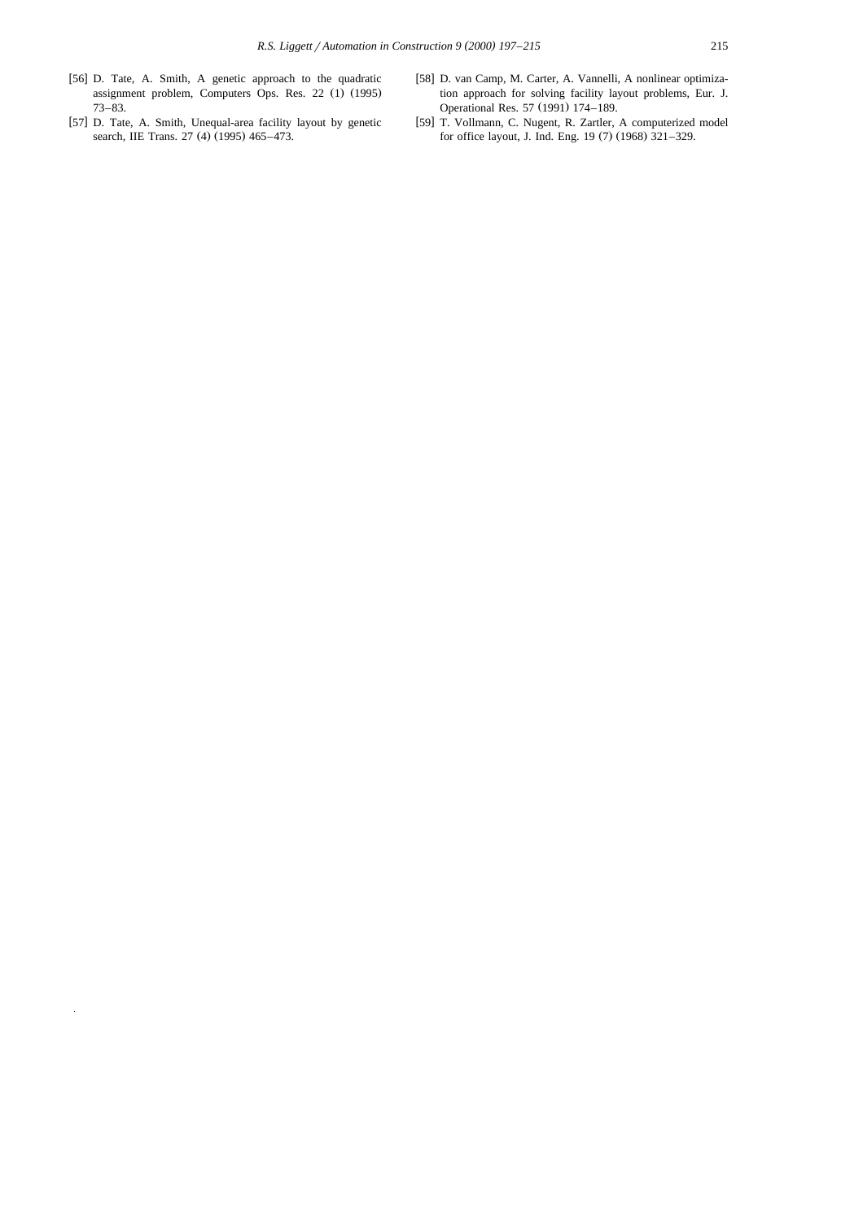[56] D. Tate, A. Smith, A genetic approach to the quadratic assignment problem, Computers Ops. Res. 22 (1) (1995) 73–83.

[57] D. Tate, A. Smith, Unequal-area facility layout by genetic search, IIE Trans. 27 (4) (1995) 465–473.

[58] D. van Camp, M. Carter, A. Vannelli, A nonlinear optimization approach for solving facility layout problems, Eur. J. Operational Res. 57 (1991) 174–189.

[59] T. Vollmann, C. Nugent, R. Zartler, A computerized model for office layout, J. Ind. Eng. 19 (7) (1968) 321–329.